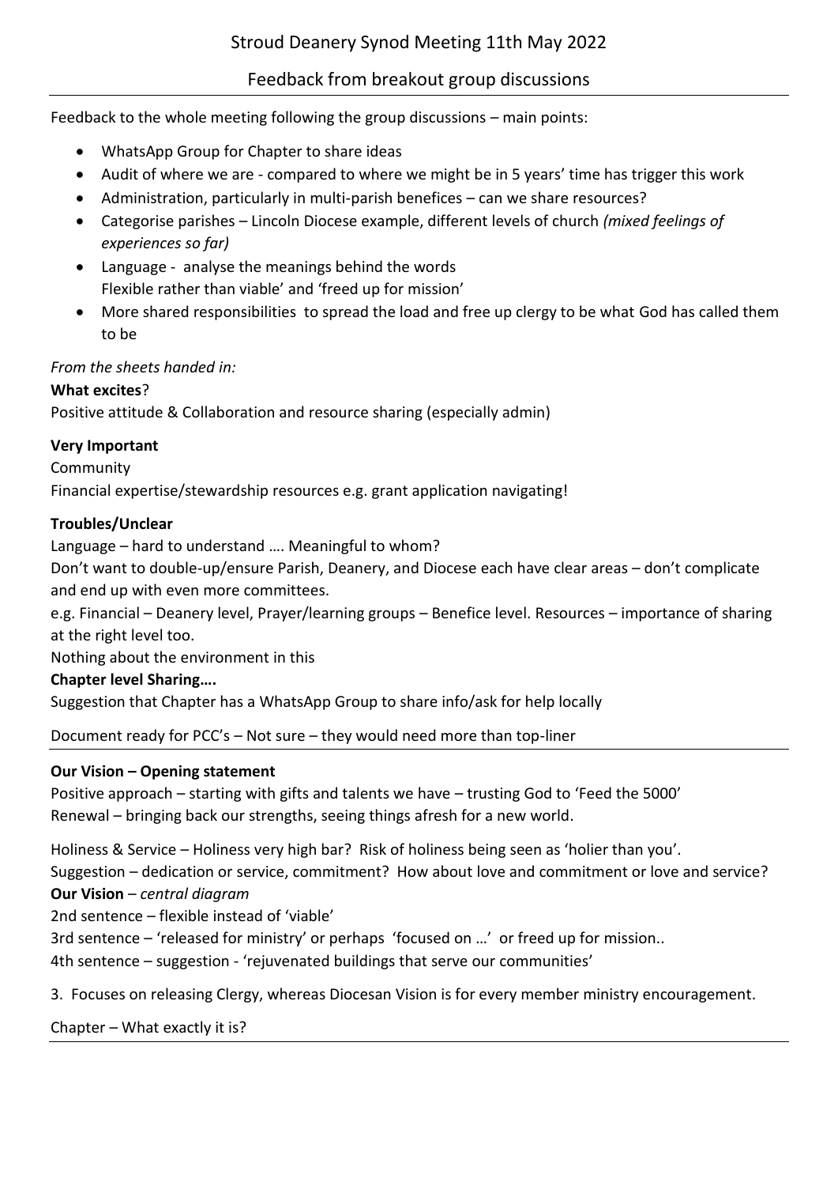# Stroud Deanery Synod Meeting 11th May 2022

## Feedback from breakout group discussions

---

Feedback to the whole meeting following the group discussions – main points:

- WhatsApp Group for Chapter to share ideas
- Audit of where we are - compared to where we might be in 5 years' time has trigger this work
- Administration, particularly in multi-parish benefices – can we share resources?
- Categorise parishes – Lincoln Diocese example, different levels of church *(mixed feelings of experiences so far)*
- Language - analyse the meanings behind the words
  Flexible rather than viable' and 'freed up for mission'
- More shared responsibilities to spread the load and free up clergy to be what God has called them to be

*From the sheets handed in:*

**What excites**?

Positive attitude & Collaboration and resource sharing (especially admin)

**Very Important**

Community

Financial expertise/stewardship resources e.g. grant application navigating!

**Troubles/Unclear**

Language – hard to understand …. Meaningful to whom?

Don't want to double-up/ensure Parish, Deanery, and Diocese each have clear areas – don't complicate and end up with even more committees.

e.g. Financial – Deanery level, Prayer/learning groups – Benefice level. Resources – importance of sharing at the right level too.

Nothing about the environment in this

**Chapter level Sharing….**

Suggestion that Chapter has a WhatsApp Group to share info/ask for help locally

Document ready for PCC's – Not sure – they would need more than top-liner

---

**Our Vision – Opening statement**

Positive approach – starting with gifts and talents we have – trusting God to 'Feed the 5000'

Renewal – bringing back our strengths, seeing things afresh for a new world.

Holiness & Service – Holiness very high bar? Risk of holiness being seen as 'holier than you'.

Suggestion – dedication or service, commitment? How about love and commitment or love and service?

**Our Vision** – *central diagram*

2nd sentence – flexible instead of 'viable'

3rd sentence – 'released for ministry' or perhaps 'focused on …' or freed up for mission..

4th sentence – suggestion - 'rejuvenated buildings that serve our communities'

3. Focuses on releasing Clergy, whereas Diocesan Vision is for every member ministry encouragement.

Chapter – What exactly it is?

---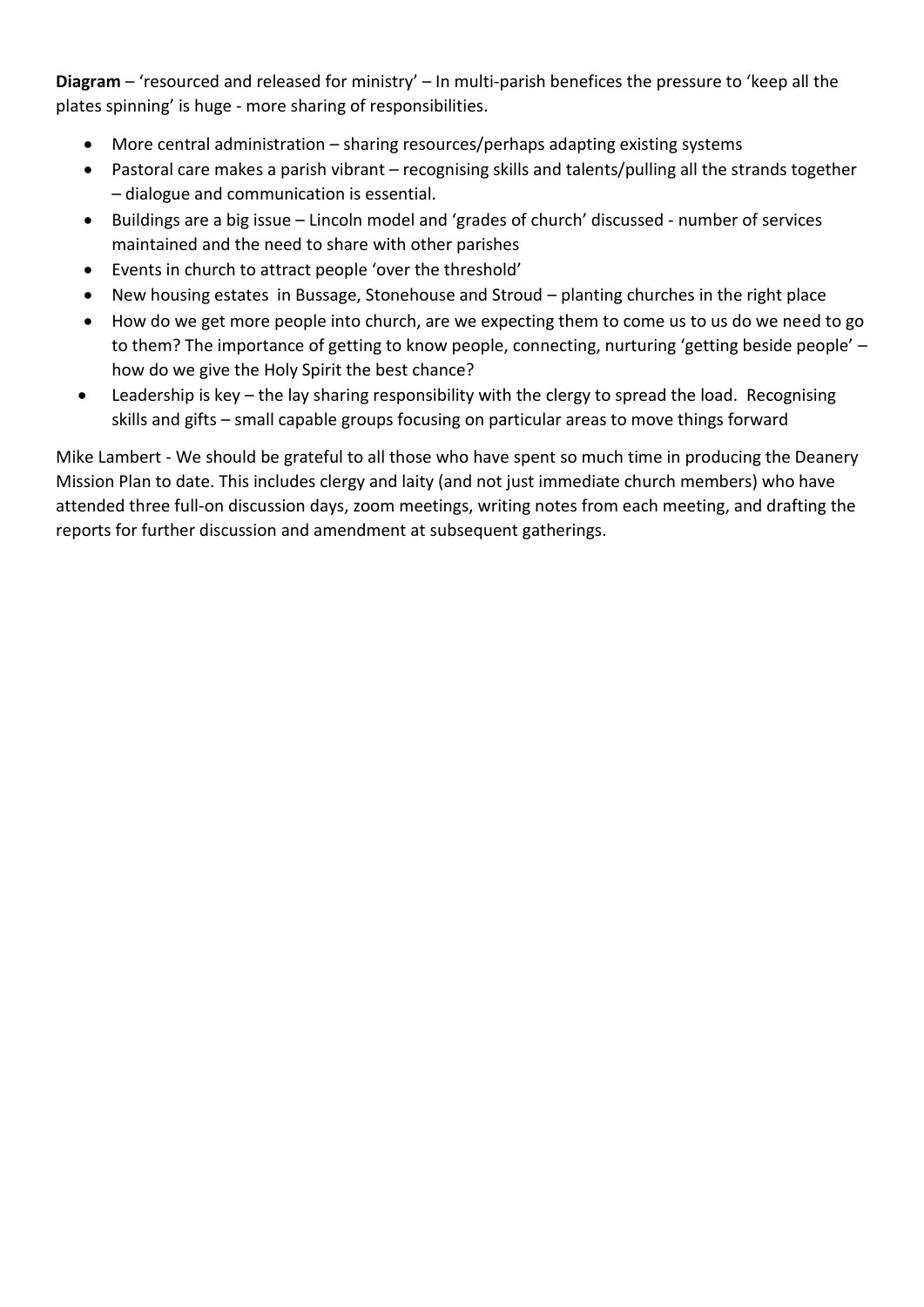**Diagram** – 'resourced and released for ministry' – In multi-parish benefices the pressure to 'keep all the plates spinning' is huge - more sharing of responsibilities.

- More central administration – sharing resources/perhaps adapting existing systems
- Pastoral care makes a parish vibrant – recognising skills and talents/pulling all the strands together – dialogue and communication is essential.
- Buildings are a big issue – Lincoln model and 'grades of church' discussed - number of services maintained and the need to share with other parishes
- Events in church to attract people 'over the threshold'
- New housing estates in Bussage, Stonehouse and Stroud – planting churches in the right place
- How do we get more people into church, are we expecting them to come us to us do we need to go to them? The importance of getting to know people, connecting, nurturing 'getting beside people' – how do we give the Holy Spirit the best chance?
- Leadership is key – the lay sharing responsibility with the clergy to spread the load. Recognising skills and gifts – small capable groups focusing on particular areas to move things forward

Mike Lambert - We should be grateful to all those who have spent so much time in producing the Deanery Mission Plan to date. This includes clergy and laity (and not just immediate church members) who have attended three full-on discussion days, zoom meetings, writing notes from each meeting, and drafting the reports for further discussion and amendment at subsequent gatherings.